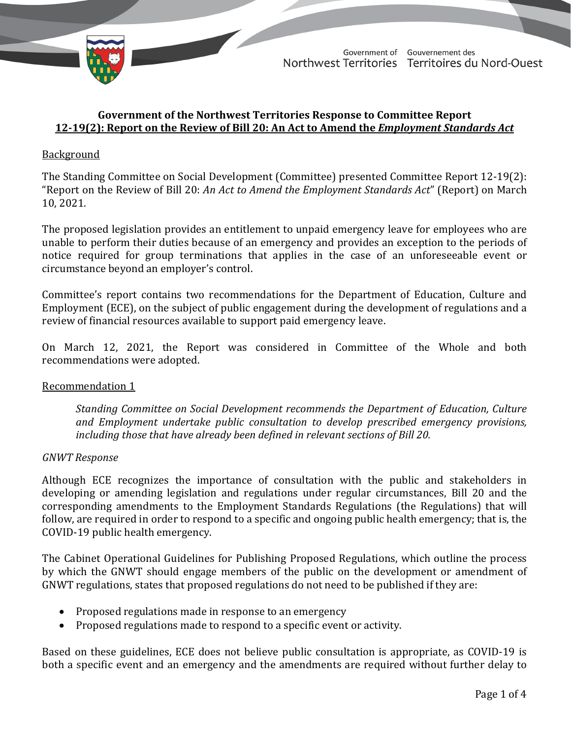Government of Northwest Territories / Gouvernement des Territoires du Nord-Ouest

# Government of the Northwest Territories Response to Committee Report 12-19(2): Report on the Review of Bill 20: An Act to Amend the *Employment Standards Act*

## Background

The Standing Committee on Social Development (Committee) presented Committee Report 12-19(2): "Report on the Review of Bill 20: *An Act to Amend the Employment Standards Act*" (Report) on March 10, 2021.

The proposed legislation provides an entitlement to unpaid emergency leave for employees who are unable to perform their duties because of an emergency and provides an exception to the periods of notice required for group terminations that applies in the case of an unforeseeable event or circumstance beyond an employer's control.

Committee's report contains two recommendations for the Department of Education, Culture and Employment (ECE), on the subject of public engagement during the development of regulations and a review of financial resources available to support paid emergency leave.

On March 12, 2021, the Report was considered in Committee of the Whole and both recommendations were adopted.

## Recommendation 1

> *Standing Committee on Social Development recommends the Department of Education, Culture and Employment undertake public consultation to develop prescribed emergency provisions, including those that have already been defined in relevant sections of Bill 20.*

*GNWT Response*

Although ECE recognizes the importance of consultation with the public and stakeholders in developing or amending legislation and regulations under regular circumstances, Bill 20 and the corresponding amendments to the Employment Standards Regulations (the Regulations) that will follow, are required in order to respond to a specific and ongoing public health emergency; that is, the COVID-19 public health emergency.

The Cabinet Operational Guidelines for Publishing Proposed Regulations, which outline the process by which the GNWT should engage members of the public on the development or amendment of GNWT regulations, states that proposed regulations do not need to be published if they are:

- Proposed regulations made in response to an emergency
- Proposed regulations made to respond to a specific event or activity.

Based on these guidelines, ECE does not believe public consultation is appropriate, as COVID-19 is both a specific event and an emergency and the amendments are required without further delay to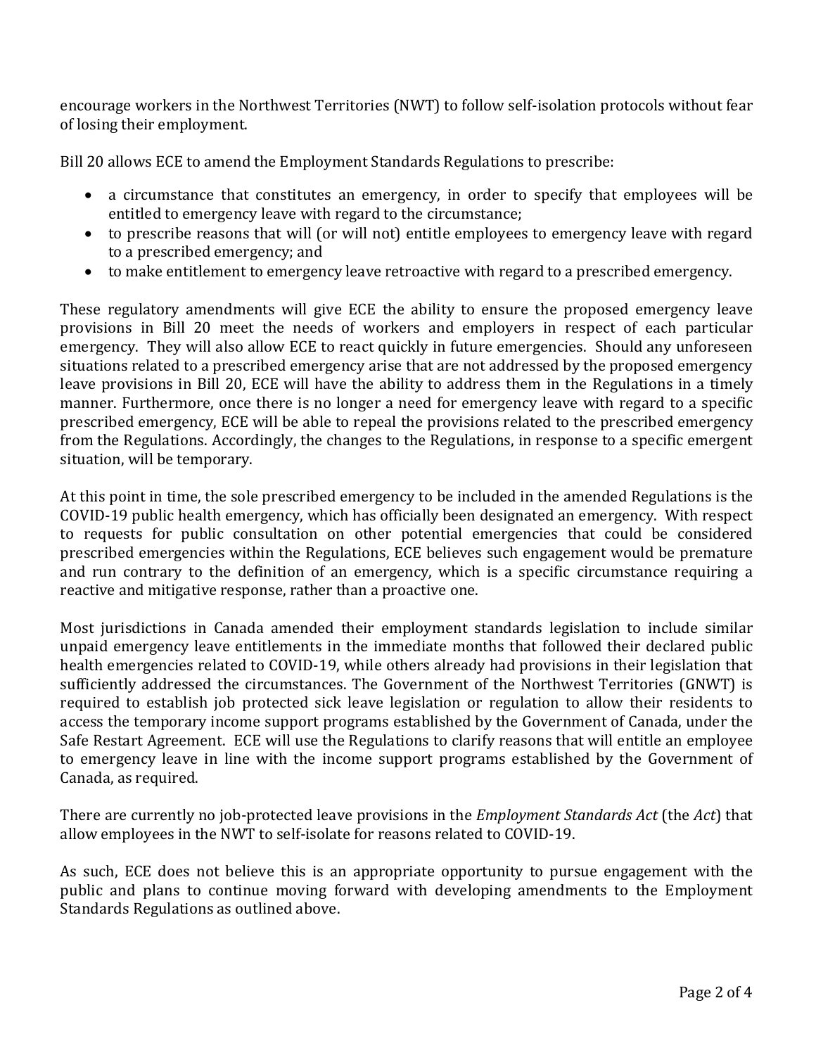encourage workers in the Northwest Territories (NWT) to follow self-isolation protocols without fear of losing their employment.

Bill 20 allows ECE to amend the Employment Standards Regulations to prescribe:

- a circumstance that constitutes an emergency, in order to specify that employees will be entitled to emergency leave with regard to the circumstance;
- to prescribe reasons that will (or will not) entitle employees to emergency leave with regard to a prescribed emergency; and
- to make entitlement to emergency leave retroactive with regard to a prescribed emergency.

These regulatory amendments will give ECE the ability to ensure the proposed emergency leave provisions in Bill 20 meet the needs of workers and employers in respect of each particular emergency. They will also allow ECE to react quickly in future emergencies. Should any unforeseen situations related to a prescribed emergency arise that are not addressed by the proposed emergency leave provisions in Bill 20, ECE will have the ability to address them in the Regulations in a timely manner. Furthermore, once there is no longer a need for emergency leave with regard to a specific prescribed emergency, ECE will be able to repeal the provisions related to the prescribed emergency from the Regulations. Accordingly, the changes to the Regulations, in response to a specific emergent situation, will be temporary.

At this point in time, the sole prescribed emergency to be included in the amended Regulations is the COVID-19 public health emergency, which has officially been designated an emergency. With respect to requests for public consultation on other potential emergencies that could be considered prescribed emergencies within the Regulations, ECE believes such engagement would be premature and run contrary to the definition of an emergency, which is a specific circumstance requiring a reactive and mitigative response, rather than a proactive one.

Most jurisdictions in Canada amended their employment standards legislation to include similar unpaid emergency leave entitlements in the immediate months that followed their declared public health emergencies related to COVID-19, while others already had provisions in their legislation that sufficiently addressed the circumstances. The Government of the Northwest Territories (GNWT) is required to establish job protected sick leave legislation or regulation to allow their residents to access the temporary income support programs established by the Government of Canada, under the Safe Restart Agreement. ECE will use the Regulations to clarify reasons that will entitle an employee to emergency leave in line with the income support programs established by the Government of Canada, as required.

There are currently no job-protected leave provisions in the *Employment Standards Act* (the *Act*) that allow employees in the NWT to self-isolate for reasons related to COVID-19.

As such, ECE does not believe this is an appropriate opportunity to pursue engagement with the public and plans to continue moving forward with developing amendments to the Employment Standards Regulations as outlined above.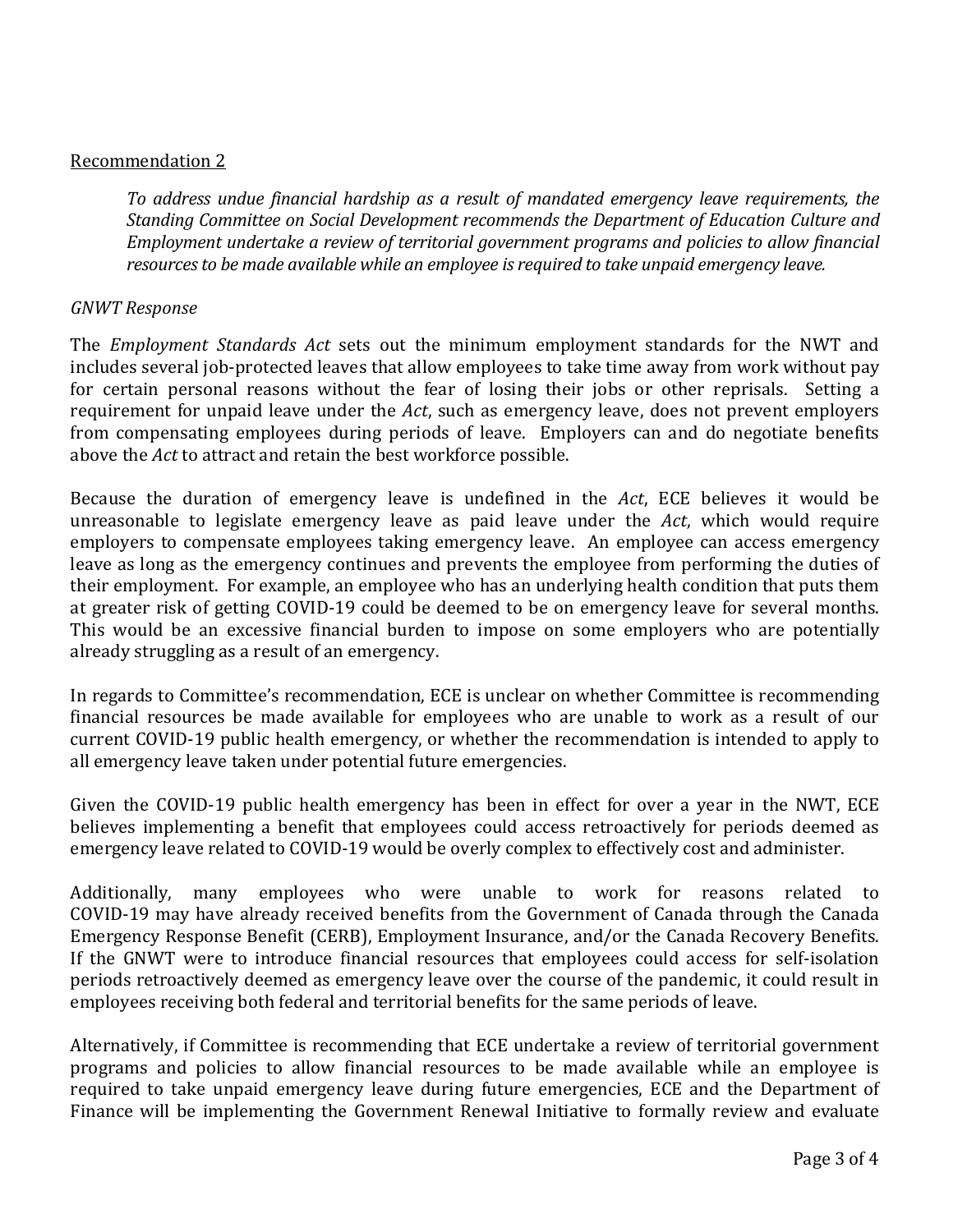Recommendation 2

*To address undue financial hardship as a result of mandated emergency leave requirements, the Standing Committee on Social Development recommends the Department of Education Culture and Employment undertake a review of territorial government programs and policies to allow financial resources to be made available while an employee is required to take unpaid emergency leave.*

*GNWT Response*

The *Employment Standards Act* sets out the minimum employment standards for the NWT and includes several job-protected leaves that allow employees to take time away from work without pay for certain personal reasons without the fear of losing their jobs or other reprisals. Setting a requirement for unpaid leave under the *Act*, such as emergency leave, does not prevent employers from compensating employees during periods of leave. Employers can and do negotiate benefits above the *Act* to attract and retain the best workforce possible.

Because the duration of emergency leave is undefined in the *Act*, ECE believes it would be unreasonable to legislate emergency leave as paid leave under the *Act*, which would require employers to compensate employees taking emergency leave. An employee can access emergency leave as long as the emergency continues and prevents the employee from performing the duties of their employment. For example, an employee who has an underlying health condition that puts them at greater risk of getting COVID-19 could be deemed to be on emergency leave for several months. This would be an excessive financial burden to impose on some employers who are potentially already struggling as a result of an emergency.

In regards to Committee's recommendation, ECE is unclear on whether Committee is recommending financial resources be made available for employees who are unable to work as a result of our current COVID-19 public health emergency, or whether the recommendation is intended to apply to all emergency leave taken under potential future emergencies.

Given the COVID-19 public health emergency has been in effect for over a year in the NWT, ECE believes implementing a benefit that employees could access retroactively for periods deemed as emergency leave related to COVID-19 would be overly complex to effectively cost and administer.

Additionally, many employees who were unable to work for reasons related to COVID-19 may have already received benefits from the Government of Canada through the Canada Emergency Response Benefit (CERB), Employment Insurance, and/or the Canada Recovery Benefits. If the GNWT were to introduce financial resources that employees could access for self-isolation periods retroactively deemed as emergency leave over the course of the pandemic, it could result in employees receiving both federal and territorial benefits for the same periods of leave.

Alternatively, if Committee is recommending that ECE undertake a review of territorial government programs and policies to allow financial resources to be made available while an employee is required to take unpaid emergency leave during future emergencies, ECE and the Department of Finance will be implementing the Government Renewal Initiative to formally review and evaluate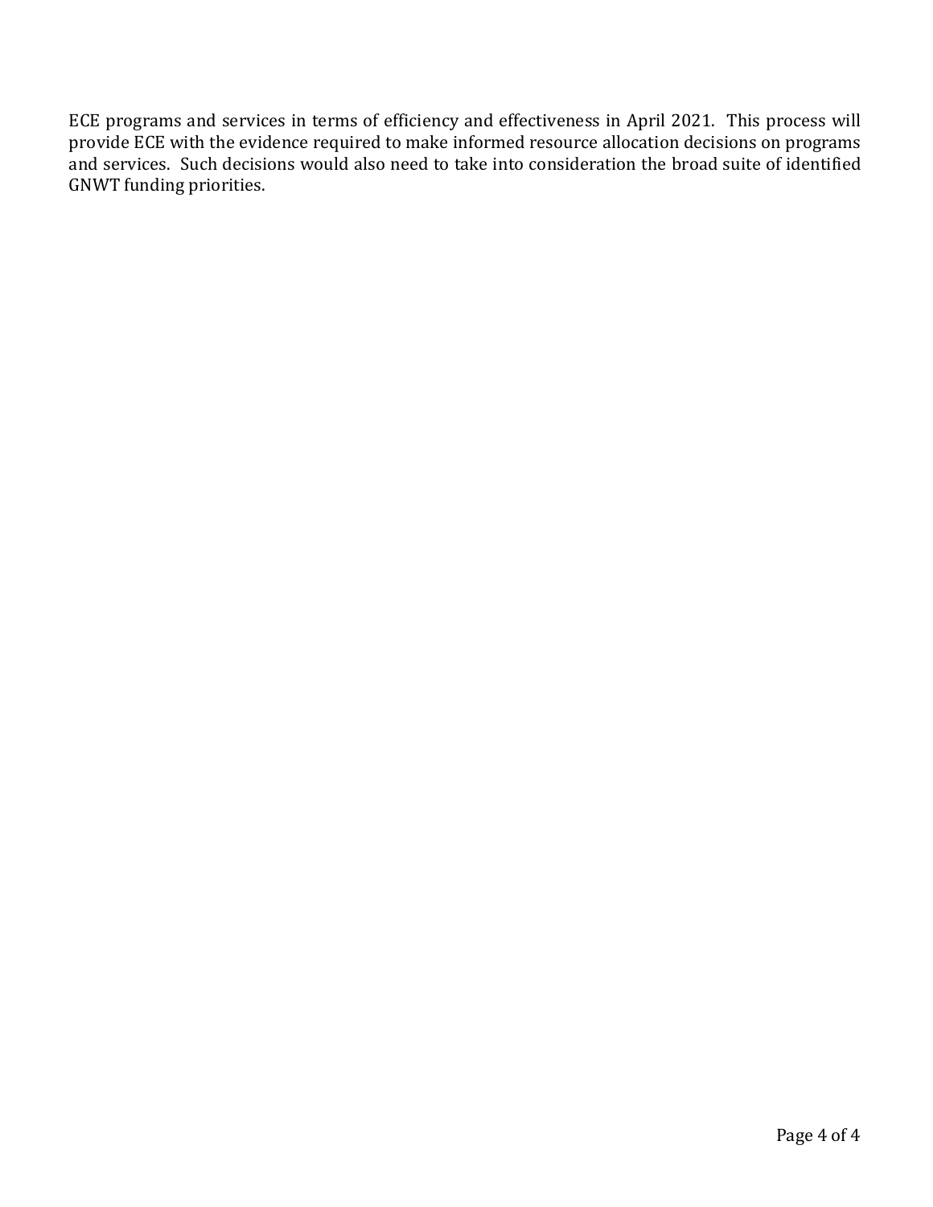ECE programs and services in terms of efficiency and effectiveness in April 2021. This process will provide ECE with the evidence required to make informed resource allocation decisions on programs and services. Such decisions would also need to take into consideration the broad suite of identified GNWT funding priorities.